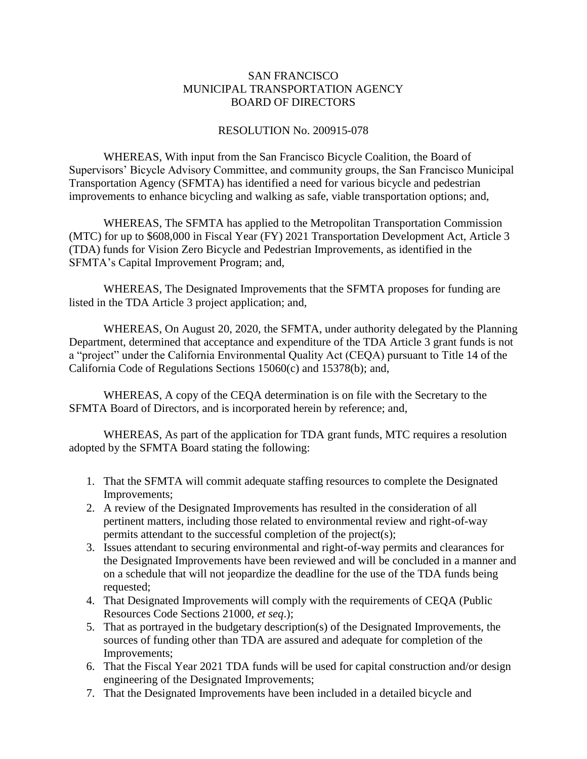SAN FRANCISCO
MUNICIPAL TRANSPORTATION AGENCY
BOARD OF DIRECTORS

RESOLUTION No. 200915-078

WHEREAS, With input from the San Francisco Bicycle Coalition, the Board of Supervisors' Bicycle Advisory Committee, and community groups, the San Francisco Municipal Transportation Agency (SFMTA) has identified a need for various bicycle and pedestrian improvements to enhance bicycling and walking as safe, viable transportation options; and,

WHEREAS, The SFMTA has applied to the Metropolitan Transportation Commission (MTC) for up to $608,000 in Fiscal Year (FY) 2021 Transportation Development Act, Article 3 (TDA) funds for Vision Zero Bicycle and Pedestrian Improvements, as identified in the SFMTA's Capital Improvement Program; and,

WHEREAS, The Designated Improvements that the SFMTA proposes for funding are listed in the TDA Article 3 project application; and,

WHEREAS, On August 20, 2020, the SFMTA, under authority delegated by the Planning Department, determined that acceptance and expenditure of the TDA Article 3 grant funds is not a "project" under the California Environmental Quality Act (CEQA) pursuant to Title 14 of the California Code of Regulations Sections 15060(c) and 15378(b); and,

WHEREAS, A copy of the CEQA determination is on file with the Secretary to the SFMTA Board of Directors, and is incorporated herein by reference; and,

WHEREAS, As part of the application for TDA grant funds, MTC requires a resolution adopted by the SFMTA Board stating the following:

1. That the SFMTA will commit adequate staffing resources to complete the Designated Improvements;
2. A review of the Designated Improvements has resulted in the consideration of all pertinent matters, including those related to environmental review and right-of-way permits attendant to the successful completion of the project(s);
3. Issues attendant to securing environmental and right-of-way permits and clearances for the Designated Improvements have been reviewed and will be concluded in a manner and on a schedule that will not jeopardize the deadline for the use of the TDA funds being requested;
4. That Designated Improvements will comply with the requirements of CEQA (Public Resources Code Sections 21000, *et seq*.);
5. That as portrayed in the budgetary description(s) of the Designated Improvements, the sources of funding other than TDA are assured and adequate for completion of the Improvements;
6. That the Fiscal Year 2021 TDA funds will be used for capital construction and/or design engineering of the Designated Improvements;
7. That the Designated Improvements have been included in a detailed bicycle and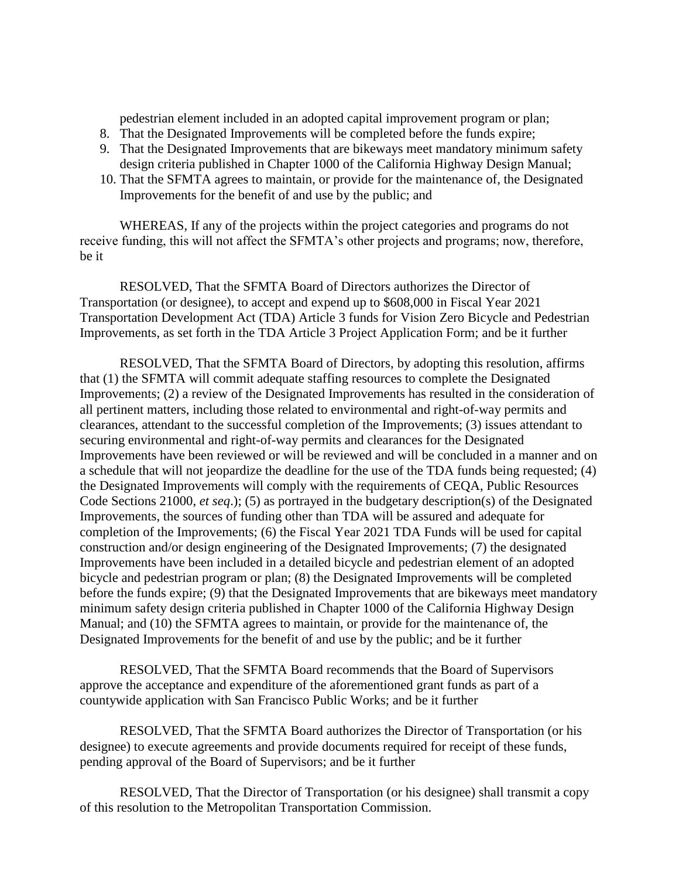pedestrian element included in an adopted capital improvement program or plan;

8. That the Designated Improvements will be completed before the funds expire;
9. That the Designated Improvements that are bikeways meet mandatory minimum safety design criteria published in Chapter 1000 of the California Highway Design Manual;
10. That the SFMTA agrees to maintain, or provide for the maintenance of, the Designated Improvements for the benefit of and use by the public; and

WHEREAS, If any of the projects within the project categories and programs do not receive funding, this will not affect the SFMTA's other projects and programs; now, therefore, be it

RESOLVED, That the SFMTA Board of Directors authorizes the Director of Transportation (or designee), to accept and expend up to $608,000 in Fiscal Year 2021 Transportation Development Act (TDA) Article 3 funds for Vision Zero Bicycle and Pedestrian Improvements, as set forth in the TDA Article 3 Project Application Form; and be it further

RESOLVED, That the SFMTA Board of Directors, by adopting this resolution, affirms that (1) the SFMTA will commit adequate staffing resources to complete the Designated Improvements; (2) a review of the Designated Improvements has resulted in the consideration of all pertinent matters, including those related to environmental and right-of-way permits and clearances, attendant to the successful completion of the Improvements; (3) issues attendant to securing environmental and right-of-way permits and clearances for the Designated Improvements have been reviewed or will be reviewed and will be concluded in a manner and on a schedule that will not jeopardize the deadline for the use of the TDA funds being requested; (4) the Designated Improvements will comply with the requirements of CEQA, Public Resources Code Sections 21000, *et seq*.); (5) as portrayed in the budgetary description(s) of the Designated Improvements, the sources of funding other than TDA will be assured and adequate for completion of the Improvements; (6) the Fiscal Year 2021 TDA Funds will be used for capital construction and/or design engineering of the Designated Improvements; (7) the designated Improvements have been included in a detailed bicycle and pedestrian element of an adopted bicycle and pedestrian program or plan; (8) the Designated Improvements will be completed before the funds expire; (9) that the Designated Improvements that are bikeways meet mandatory minimum safety design criteria published in Chapter 1000 of the California Highway Design Manual; and (10) the SFMTA agrees to maintain, or provide for the maintenance of, the Designated Improvements for the benefit of and use by the public; and be it further

RESOLVED, That the SFMTA Board recommends that the Board of Supervisors approve the acceptance and expenditure of the aforementioned grant funds as part of a countywide application with San Francisco Public Works; and be it further

RESOLVED, That the SFMTA Board authorizes the Director of Transportation (or his designee) to execute agreements and provide documents required for receipt of these funds, pending approval of the Board of Supervisors; and be it further

RESOLVED, That the Director of Transportation (or his designee) shall transmit a copy of this resolution to the Metropolitan Transportation Commission.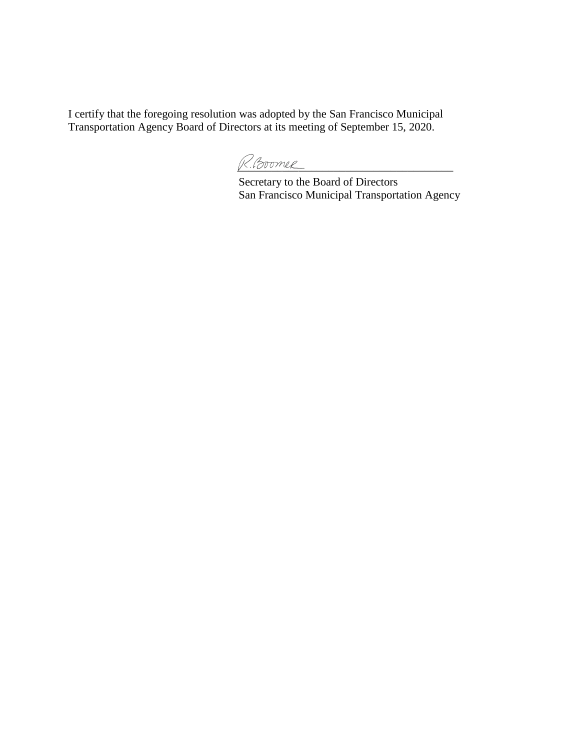I certify that the foregoing resolution was adopted by the San Francisco Municipal Transportation Agency Board of Directors at its meeting of September 15, 2020.

R.Boomer

Secretary to the Board of Directors
San Francisco Municipal Transportation Agency